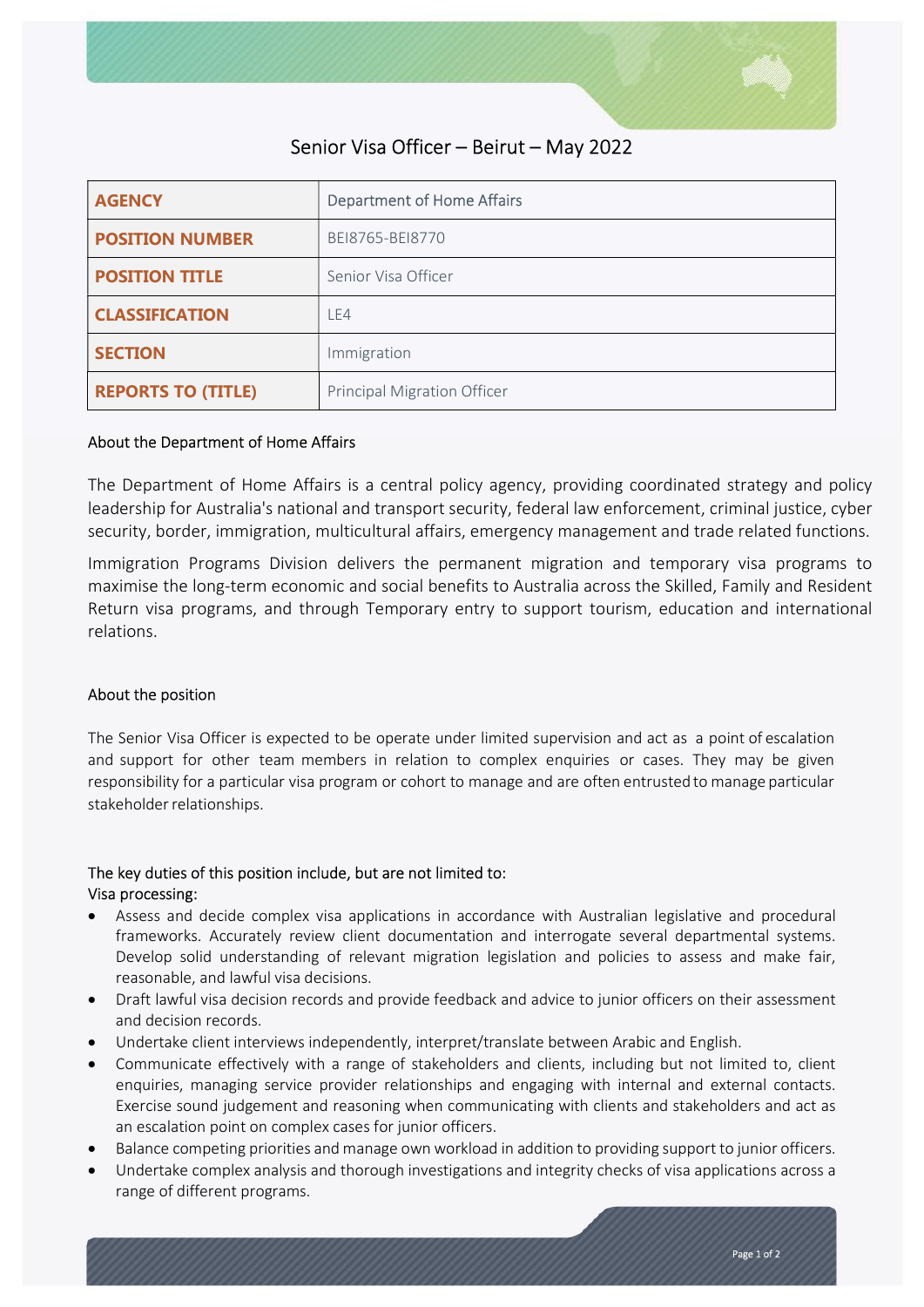# Senior Visa Officer – Beirut – May 2022

| AGENCY | Department of Home Affairs |
|---|---|
| POSITION NUMBER | BEI8765-BEI8770 |
| POSITION TITLE | Senior Visa Officer |
| CLASSIFICATION | LE4 |
| SECTION | Immigration |
| REPORTS TO (TITLE) | Principal Migration Officer |

## About the Department of Home Affairs

The Department of Home Affairs is a central policy agency, providing coordinated strategy and policy leadership for Australia's national and transport security, federal law enforcement, criminal justice, cyber security, border, immigration, multicultural affairs, emergency management and trade related functions.

Immigration Programs Division delivers the permanent migration and temporary visa programs to maximise the long-term economic and social benefits to Australia across the Skilled, Family and Resident Return visa programs, and through Temporary entry to support tourism, education and international relations.

## About the position

The Senior Visa Officer is expected to be operate under limited supervision and act as a point of escalation and support for other team members in relation to complex enquiries or cases. They may be given responsibility for a particular visa program or cohort to manage and are often entrusted to manage particular stakeholder relationships.

## The key duties of this position include, but are not limited to:

Visa processing:

- Assess and decide complex visa applications in accordance with Australian legislative and procedural frameworks. Accurately review client documentation and interrogate several departmental systems. Develop solid understanding of relevant migration legislation and policies to assess and make fair, reasonable, and lawful visa decisions.
- Draft lawful visa decision records and provide feedback and advice to junior officers on their assessment and decision records.
- Undertake client interviews independently, interpret/translate between Arabic and English.
- Communicate effectively with a range of stakeholders and clients, including but not limited to, client enquiries, managing service provider relationships and engaging with internal and external contacts. Exercise sound judgement and reasoning when communicating with clients and stakeholders and act as an escalation point on complex cases for junior officers.
- Balance competing priorities and manage own workload in addition to providing support to junior officers.
- Undertake complex analysis and thorough investigations and integrity checks of visa applications across a range of different programs.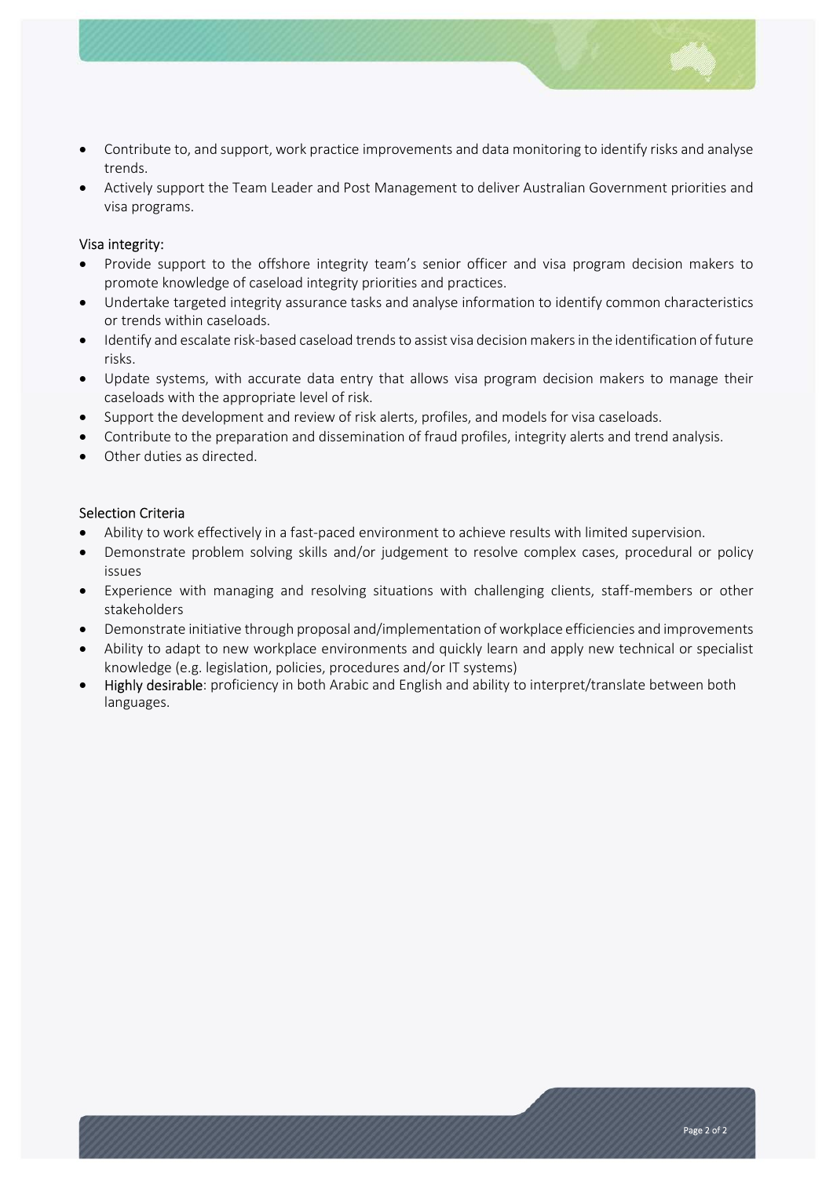- Contribute to, and support, work practice improvements and data monitoring to identify risks and analyse trends.
- Actively support the Team Leader and Post Management to deliver Australian Government priorities and visa programs.

Visa integrity:

- Provide support to the offshore integrity team's senior officer and visa program decision makers to promote knowledge of caseload integrity priorities and practices.
- Undertake targeted integrity assurance tasks and analyse information to identify common characteristics or trends within caseloads.
- Identify and escalate risk-based caseload trends to assist visa decision makers in the identification of future risks.
- Update systems, with accurate data entry that allows visa program decision makers to manage their caseloads with the appropriate level of risk.
- Support the development and review of risk alerts, profiles, and models for visa caseloads.
- Contribute to the preparation and dissemination of fraud profiles, integrity alerts and trend analysis.
- Other duties as directed.

Selection Criteria

- Ability to work effectively in a fast-paced environment to achieve results with limited supervision.
- Demonstrate problem solving skills and/or judgement to resolve complex cases, procedural or policy issues
- Experience with managing and resolving situations with challenging clients, staff-members or other stakeholders
- Demonstrate initiative through proposal and/implementation of workplace efficiencies and improvements
- Ability to adapt to new workplace environments and quickly learn and apply new technical or specialist knowledge (e.g. legislation, policies, procedures and/or IT systems)
- Highly desirable: proficiency in both Arabic and English and ability to interpret/translate between both languages.